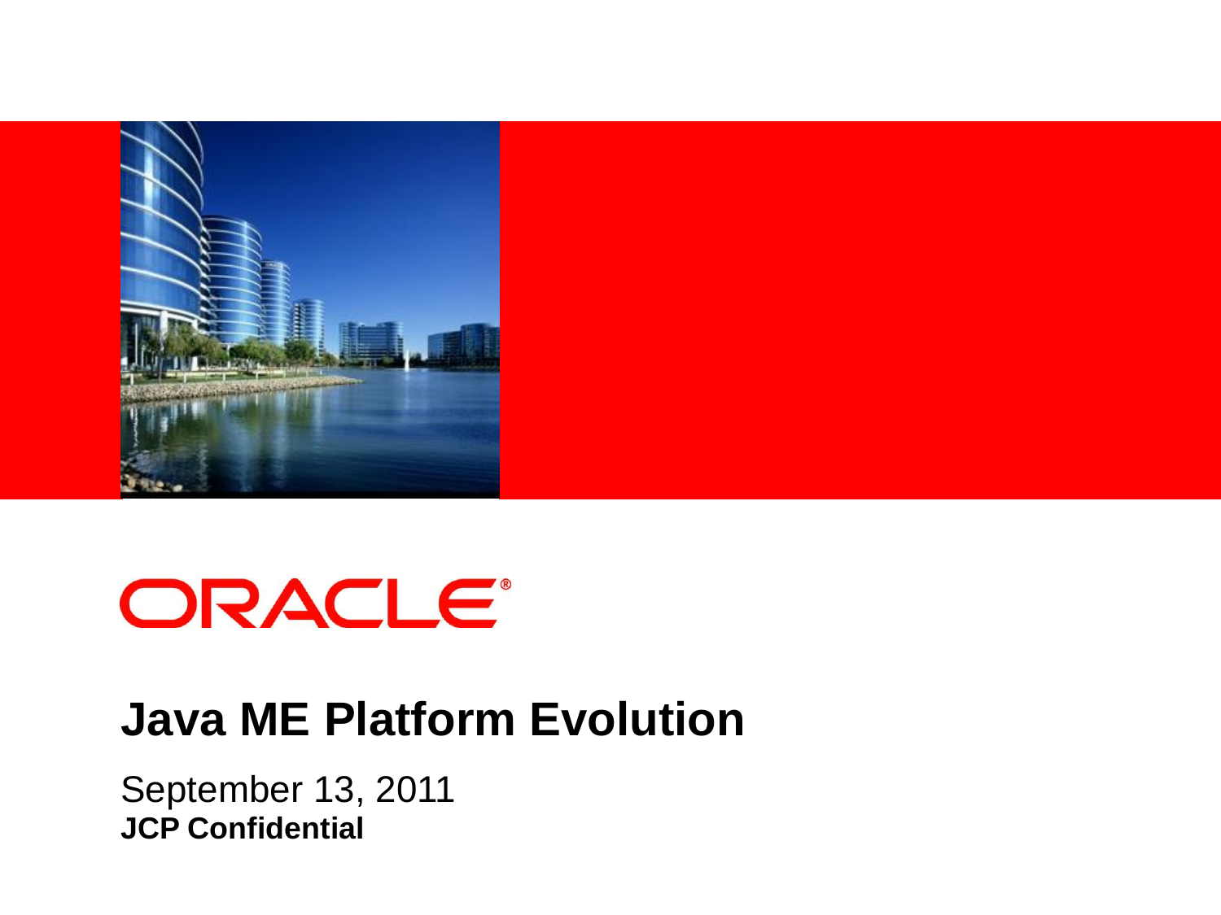ORACLE®

# Java ME Platform Evolution

September 13, 2011

**JCP Confidential**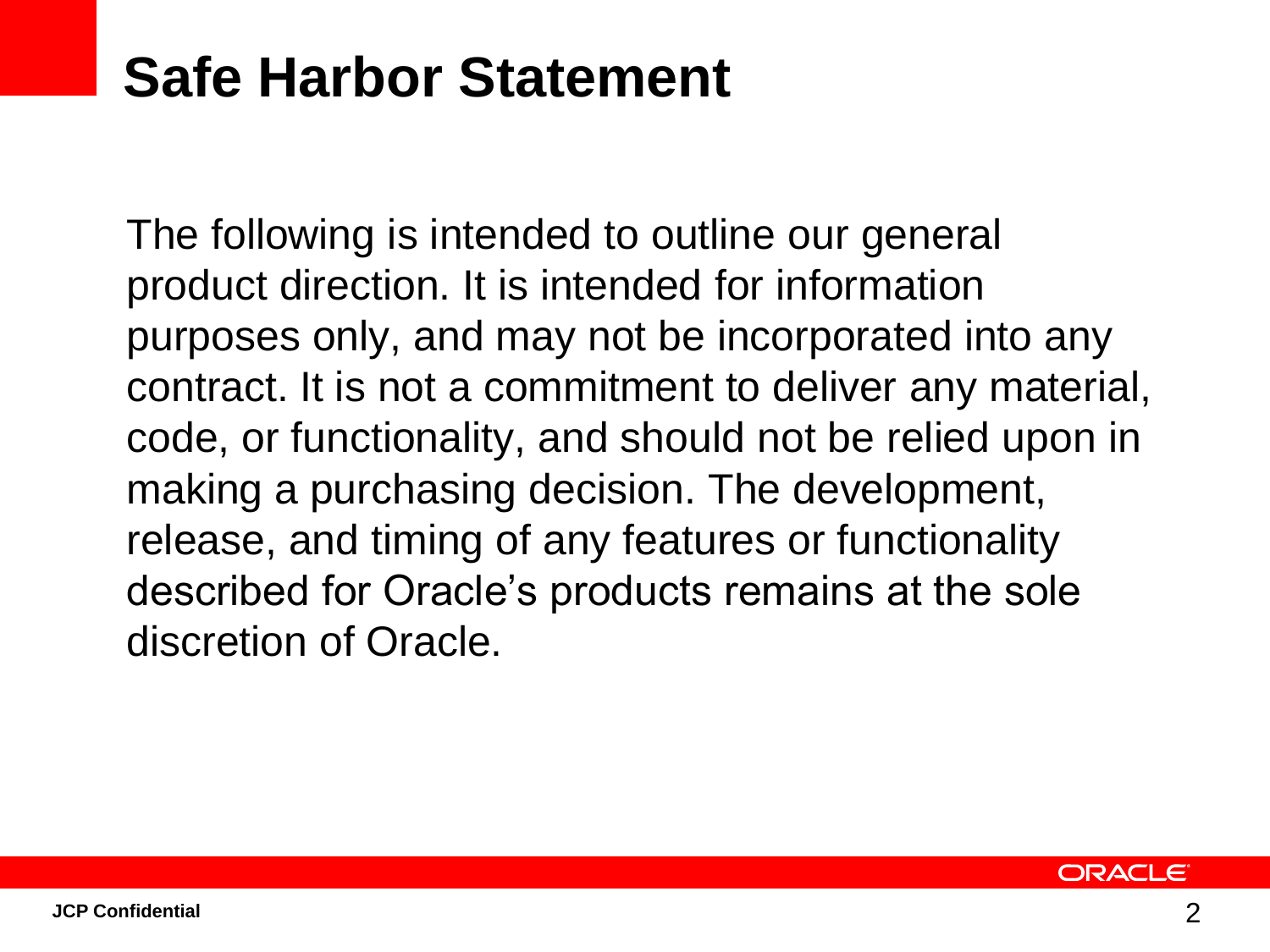# Safe Harbor Statement

The following is intended to outline our general product direction. It is intended for information purposes only, and may not be incorporated into any contract. It is not a commitment to deliver any material, code, or functionality, and should not be relied upon in making a purchasing decision. The development, release, and timing of any features or functionality described for Oracle's products remains at the sole discretion of Oracle.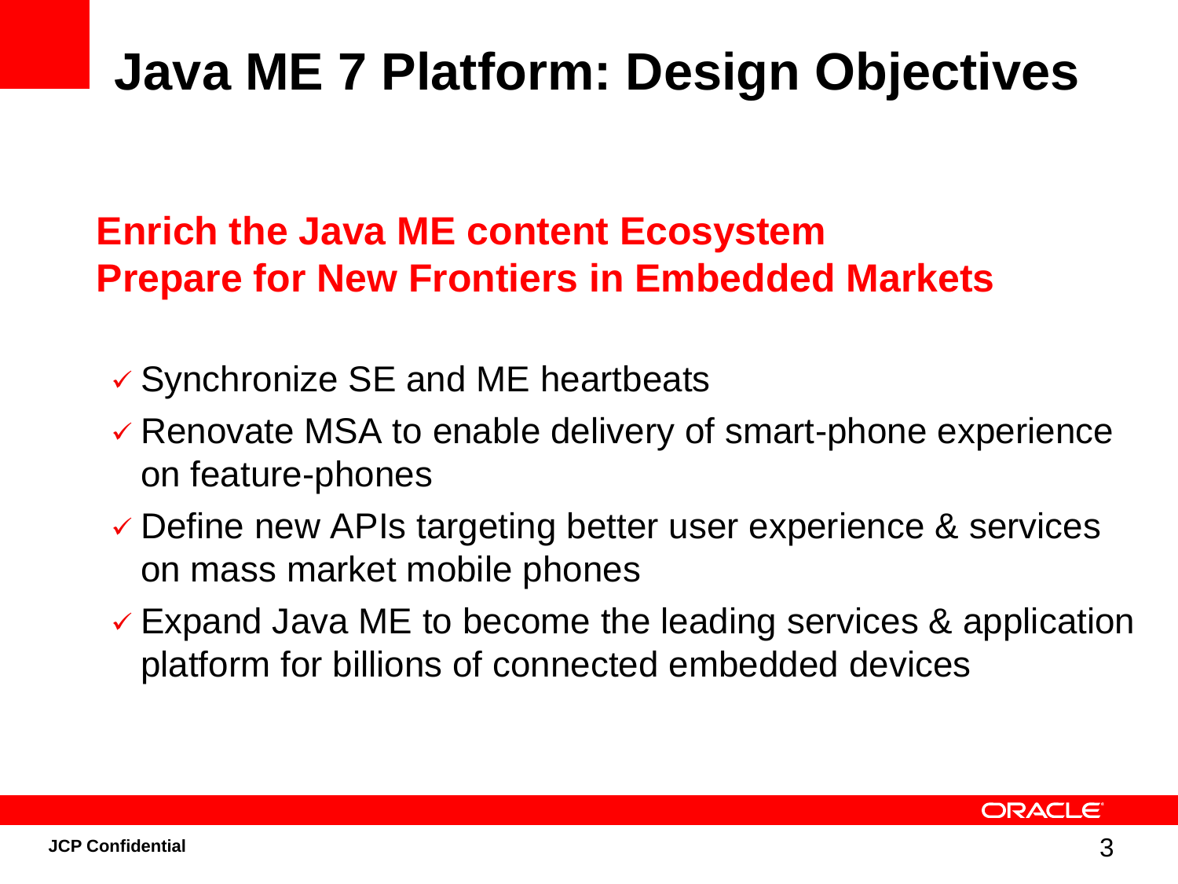# Java ME 7 Platform: Design Objectives

**Enrich the Java ME content Ecosystem**
**Prepare for New Frontiers in Embedded Markets**

- ✓ Synchronize SE and ME heartbeats
- ✓ Renovate MSA to enable delivery of smart-phone experience on feature-phones
- ✓ Define new APIs targeting better user experience & services on mass market mobile phones
- ✓ Expand Java ME to become the leading services & application platform for billions of connected embedded devices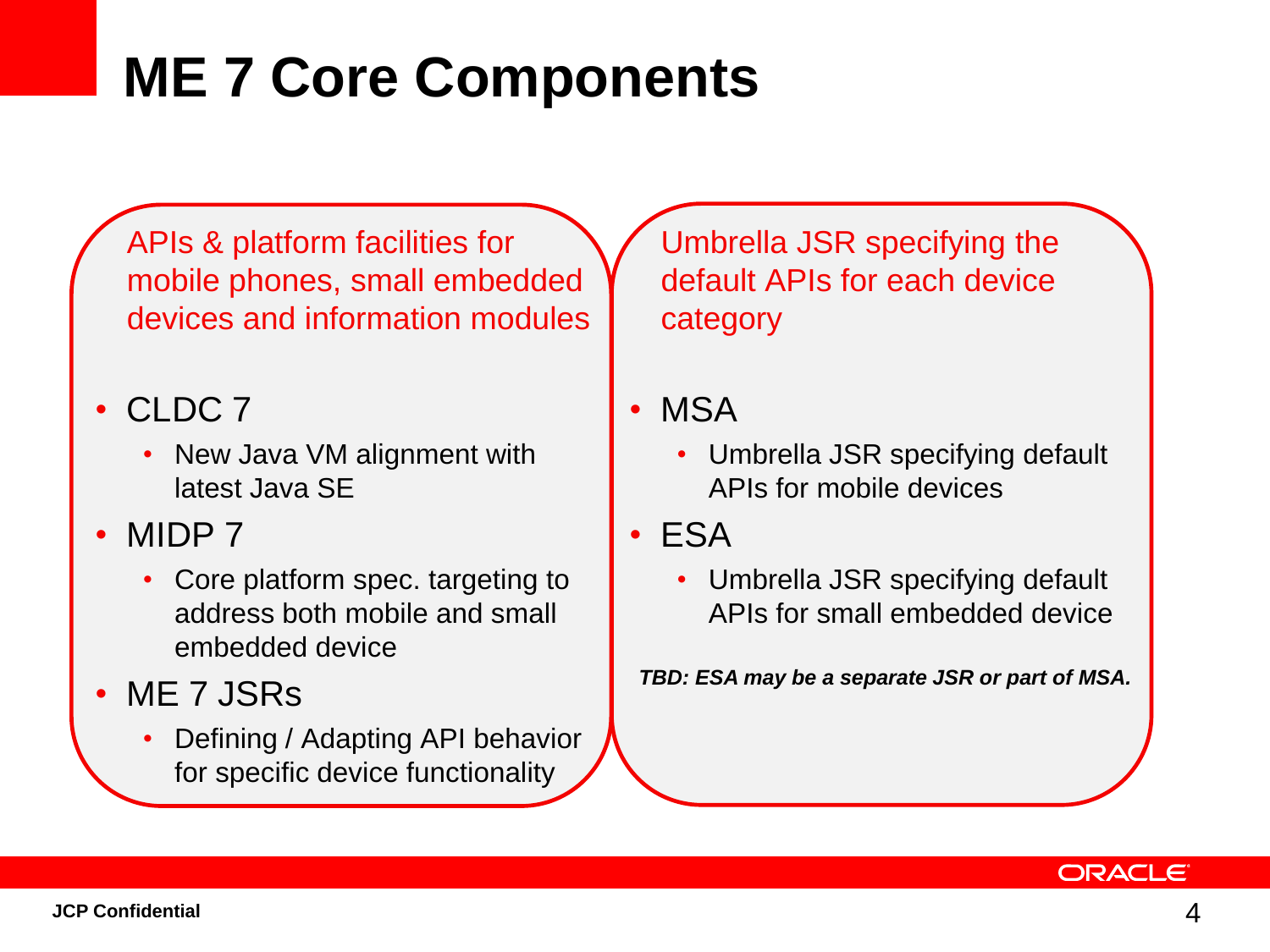# ME 7 Core Components

APIs & platform facilities for mobile phones, small embedded devices and information modules

- CLDC 7
  - New Java VM alignment with latest Java SE
- MIDP 7
  - Core platform spec. targeting to address both mobile and small embedded device
- ME 7 JSRs
  - Defining / Adapting API behavior for specific device functionality

Umbrella JSR specifying the default APIs for each device category

- MSA
  - Umbrella JSR specifying default APIs for mobile devices
- ESA
  - Umbrella JSR specifying default APIs for small embedded device

***TBD: ESA may be a separate JSR or part of MSA.***

JCP Confidential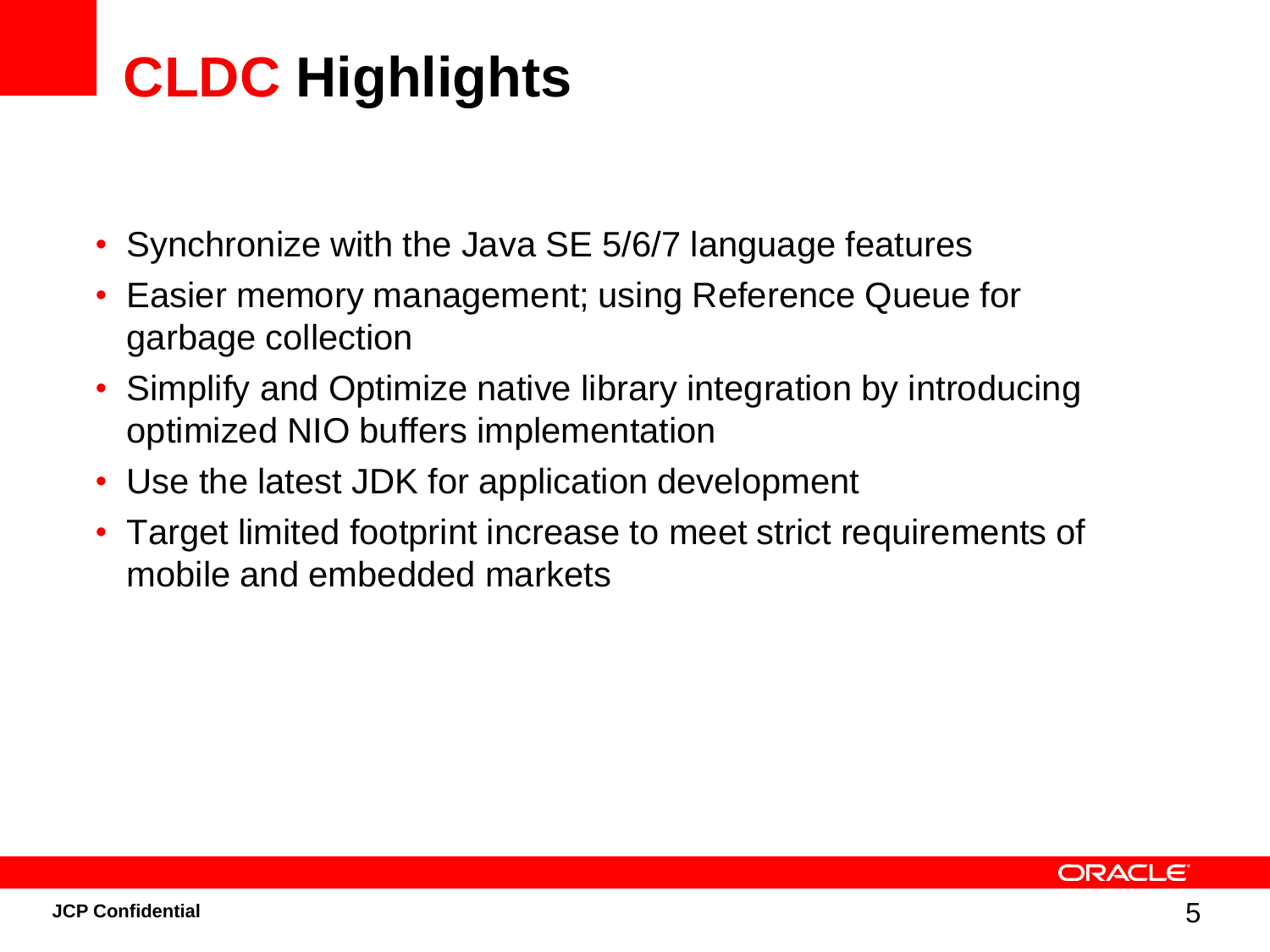# CLDC Highlights

- Synchronize with the Java SE 5/6/7 language features
- Easier memory management; using Reference Queue for garbage collection
- Simplify and Optimize native library integration by introducing optimized NIO buffers implementation
- Use the latest JDK for application development
- Target limited footprint increase to meet strict requirements of mobile and embedded markets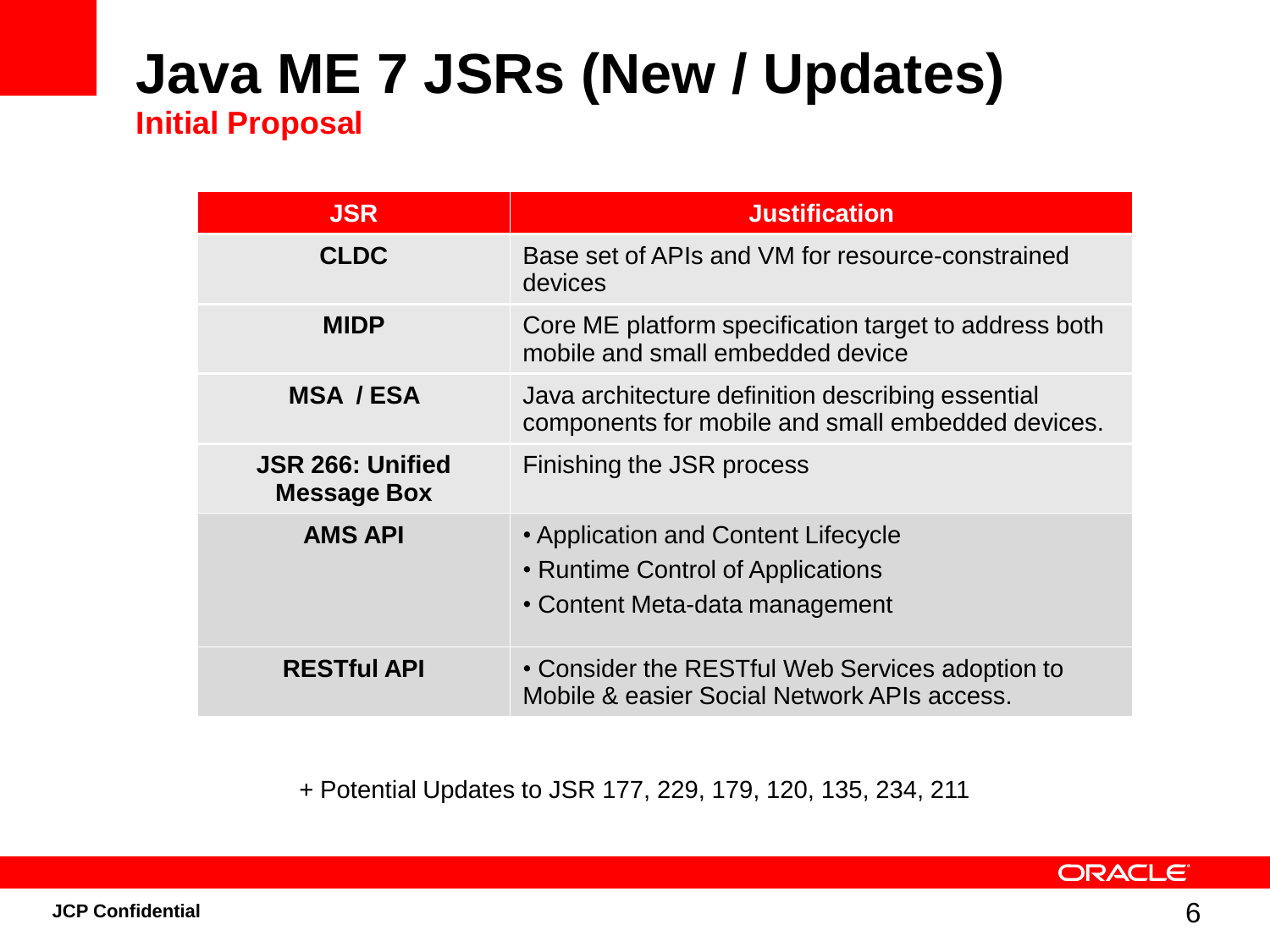# Java ME 7 JSRs (New / Updates)

## Initial Proposal

| JSR | Justification |
| --- | --- |
| **CLDC** | Base set of APIs and VM for resource-constrained devices |
| **MIDP** | Core ME platform specification target to address both mobile and small embedded device |
| **MSA / ESA** | Java architecture definition describing essential components for mobile and small embedded devices. |
| **JSR 266: Unified Message Box** | Finishing the JSR process |
| **AMS API** | • Application and Content Lifecycle<br>• Runtime Control of Applications<br>• Content Meta-data management |
| **RESTful API** | • Consider the RESTful Web Services adoption to Mobile & easier Social Network APIs access. |

+ Potential Updates to JSR 177, 229, 179, 120, 135, 234, 211

**JCP Confidential**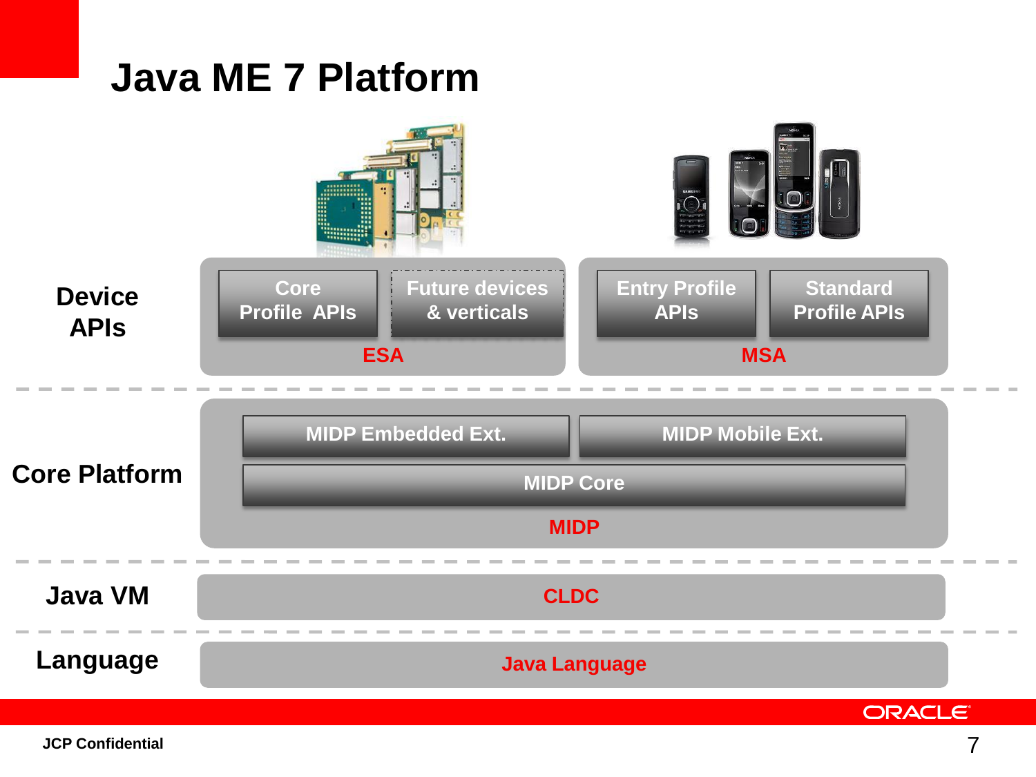# Java ME 7 Platform

| | | | | |
|---|---|---|---|---|
| **Device APIs** | Core Profile APIs | Future devices & verticals | Entry Profile APIs | Standard Profile APIs |
| | ESA | | MSA | |
| **Core Platform** | MIDP Embedded Ext. | | MIDP Mobile Ext. | |
| | MIDP Core | | | |
| | MIDP | | | |
| **Java VM** | CLDC | | | |
| **Language** | Java Language | | | |

JCP Confidential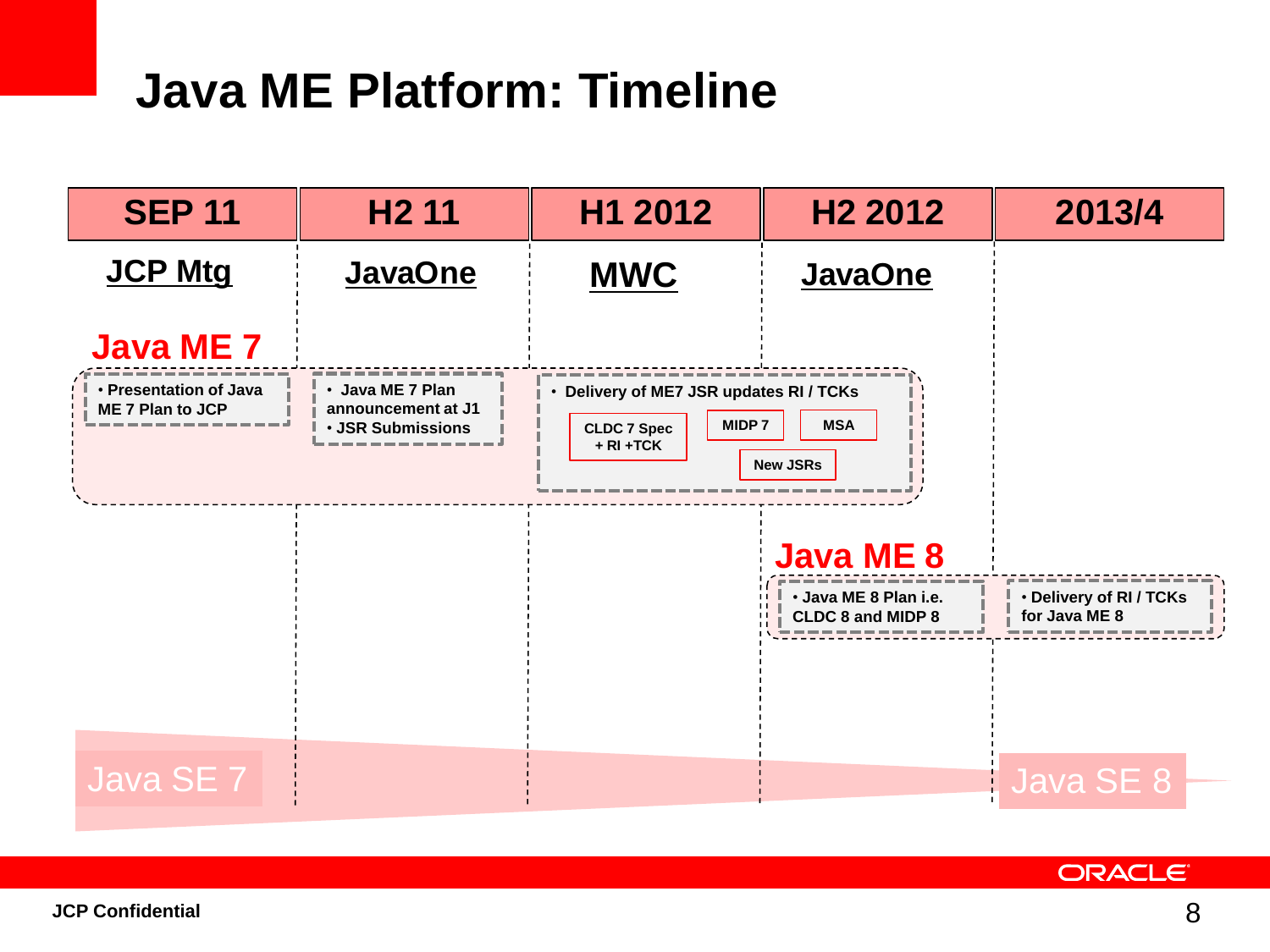# Java ME Platform: Timeline

| SEP 11 | H2 11 | H1 2012 | H2 2012 | 2013/4 |
|---|---|---|---|---|
| JCP Mtg | JavaOne | MWC | JavaOne | |

## Java ME 7

- **SEP 11:**
  - Presentation of Java ME 7 Plan to JCP
- **H2 11:**
  - Java ME 7 Plan announcement at J1
  - JSR Submissions
- **H1 2012 – H2 2012:**
  - Delivery of ME7 JSR updates RI / TCKs
    - CLDC 7 Spec + RI +TCK
    - MIDP 7
    - MSA
    - New JSRs

## Java ME 8

- **H2 2012:**
  - Java ME 8 Plan i.e. CLDC 8 and MIDP 8
- **2013/4:**
  - Delivery of RI / TCKs for Java ME 8

Java SE 7 → Java SE 8

JCP Confidential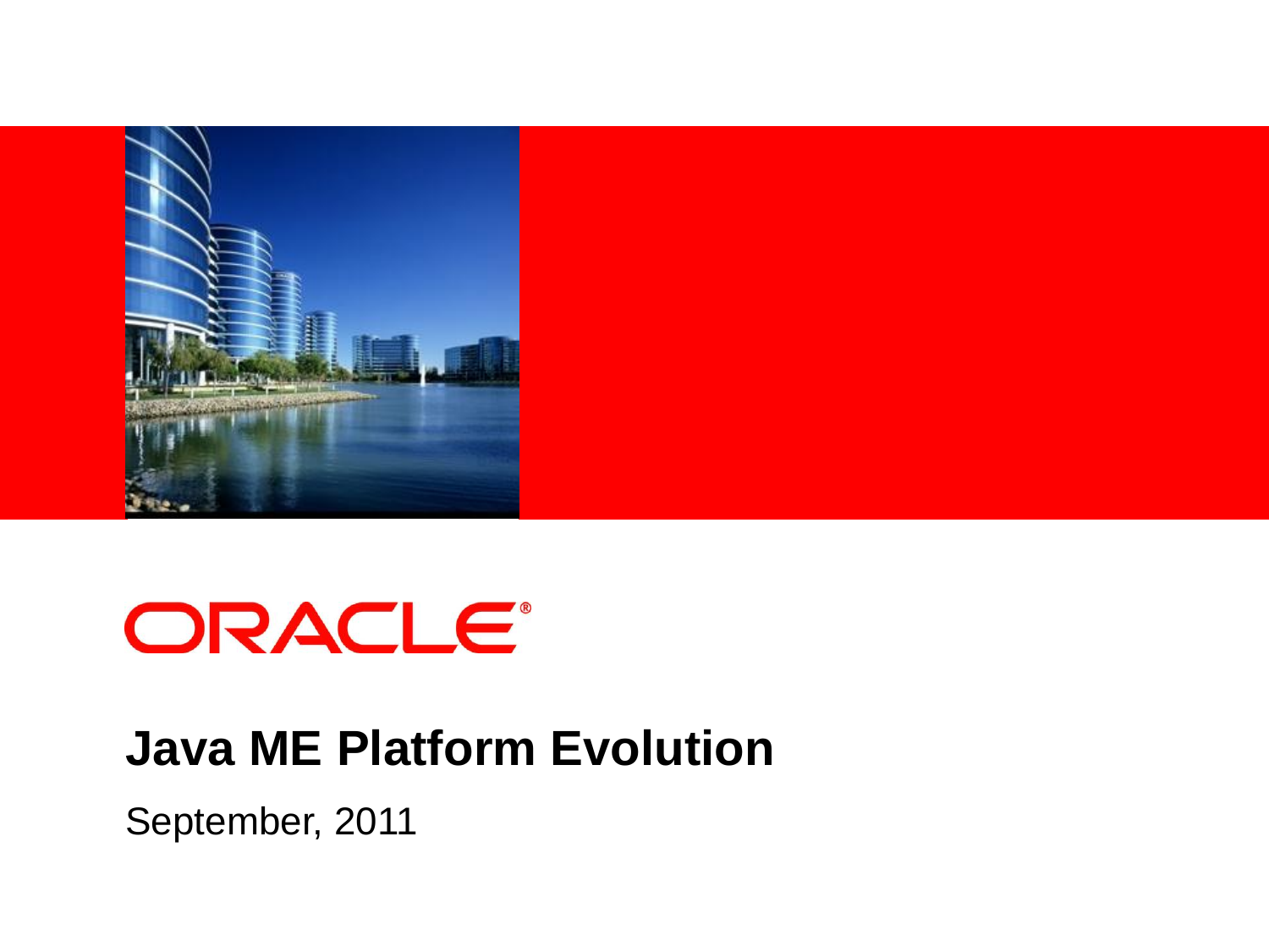ORACLE

# Java ME Platform Evolution

September, 2011